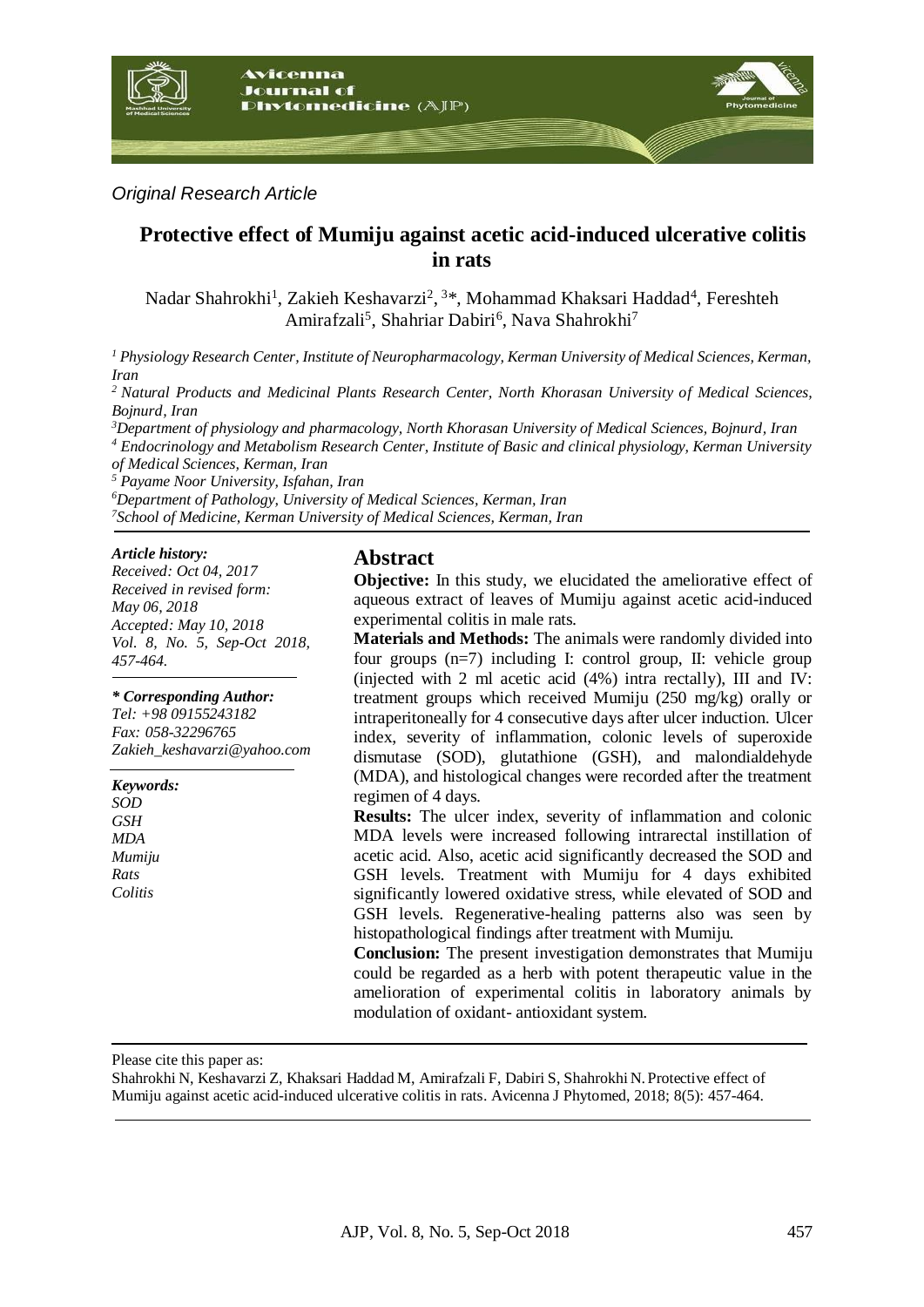*Original Research Article*

# Protective effect of Mumiju against acetic acid-induced ulcerative colitis in rats

Nadar Shahrokhi[1], Zakieh Keshavarzi[2, 3*], Mohammad Khaksari Haddad[4], Fereshteh Amirafzali[5], Shahriar Dabiri[6], Nava Shahrokhi[7]

*[1] Physiology Research Center, Institute of Neuropharmacology, Kerman University of Medical Sciences, Kerman, Iran*

*[2] Natural Products and Medicinal Plants Research Center, North Khorasan University of Medical Sciences, Bojnurd, Iran*

*[3] Department of physiology and pharmacology, North Khorasan University of Medical Sciences, Bojnurd, Iran*

*[4] Endocrinology and Metabolism Research Center, Institute of Basic and clinical physiology, Kerman University of Medical Sciences, Kerman, Iran*

*[5] Payame Noor University, Isfahan, Iran*

*[6] Department of Pathology, University of Medical Sciences, Kerman, Iran*

*[7] School of Medicine, Kerman University of Medical Sciences, Kerman, Iran*

***Article history:***
*Received: Oct 04, 2017*
*Received in revised form: May 06, 2018*
*Accepted: May 10, 2018*
*Vol. 8, No. 5, Sep-Oct 2018, 457-464.*

***\* Corresponding Author:***
*Tel: +98 09155243182*
*Fax: 058-32296765*
*Zakieh_keshavarzi@yahoo.com*

***Keywords:***
*SOD*
*GSH*
*MDA*
*Mumiju*
*Rats*
*Colitis*

## Abstract

**Objective:** In this study, we elucidated the ameliorative effect of aqueous extract of leaves of Mumiju against acetic acid-induced experimental colitis in male rats.

**Materials and Methods:** The animals were randomly divided into four groups (n=7) including I: control group, II: vehicle group (injected with 2 ml acetic acid (4%) intra rectally), III and IV: treatment groups which received Mumiju (250 mg/kg) orally or intraperitoneally for 4 consecutive days after ulcer induction. Ulcer index, severity of inflammation, colonic levels of superoxide dismutase (SOD), glutathione (GSH), and malondialdehyde (MDA), and histological changes were recorded after the treatment regimen of 4 days.

**Results:** The ulcer index, severity of inflammation and colonic MDA levels were increased following intrarectal instillation of acetic acid. Also, acetic acid significantly decreased the SOD and GSH levels. Treatment with Mumiju for 4 days exhibited significantly lowered oxidative stress, while elevated of SOD and GSH levels. Regenerative-healing patterns also was seen by histopathological findings after treatment with Mumiju.

**Conclusion:** The present investigation demonstrates that Mumiju could be regarded as a herb with potent therapeutic value in the amelioration of experimental colitis in laboratory animals by modulation of oxidant- antioxidant system.

Please cite this paper as:

Shahrokhi N, Keshavarzi Z, Khaksari Haddad M, Amirafzali F, Dabiri S, Shahrokhi N. Protective effect of Mumiju against acetic acid-induced ulcerative colitis in rats. Avicenna J Phytomed, 2018; 8(5): 457-464.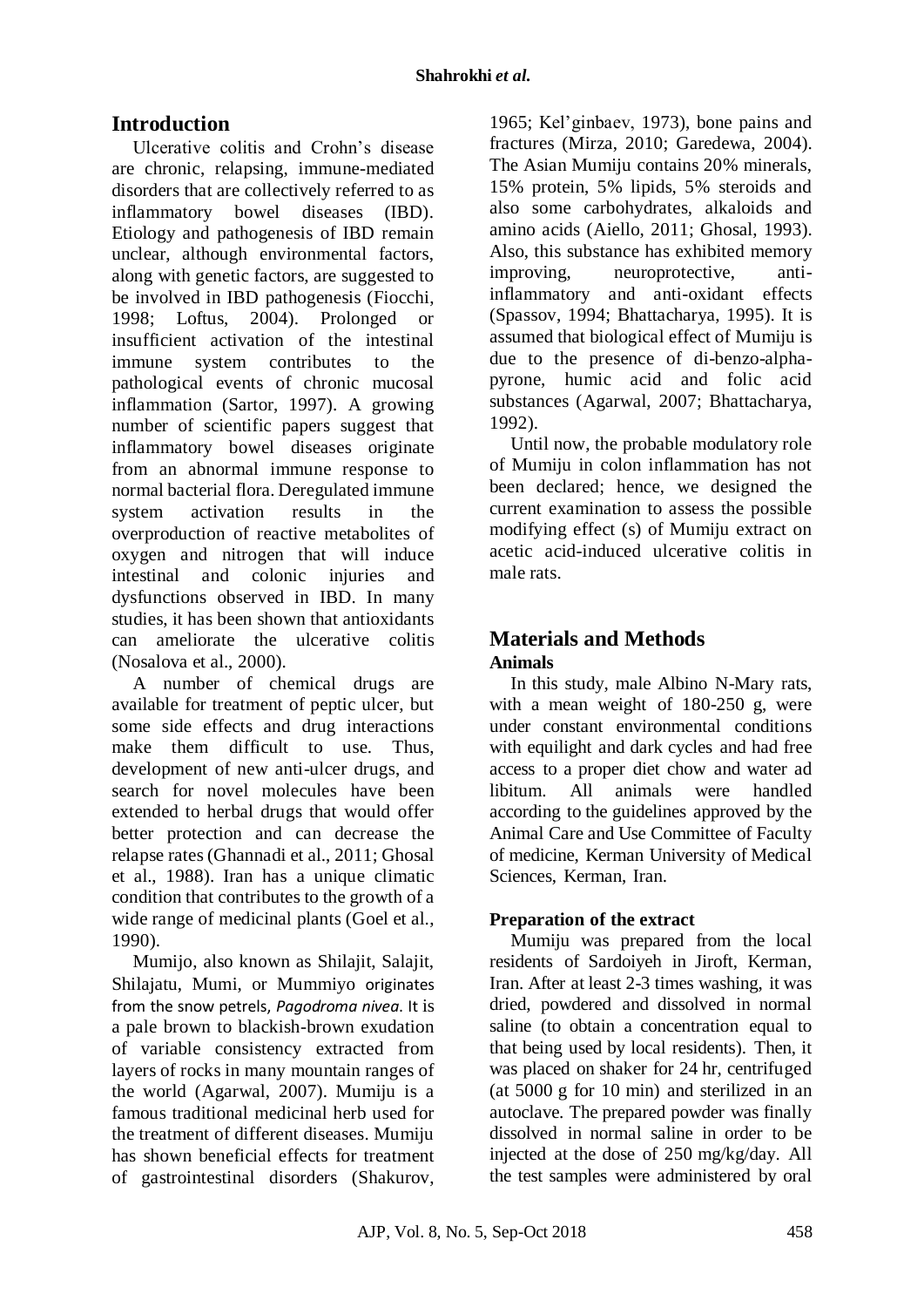## Introduction

Ulcerative colitis and Crohn's disease are chronic, relapsing, immune-mediated disorders that are collectively referred to as inflammatory bowel diseases (IBD). Etiology and pathogenesis of IBD remain unclear, although environmental factors, along with genetic factors, are suggested to be involved in IBD pathogenesis (Fiocchi, 1998; Loftus, 2004). Prolonged or insufficient activation of the intestinal immune system contributes to the pathological events of chronic mucosal inflammation (Sartor, 1997). A growing number of scientific papers suggest that inflammatory bowel diseases originate from an abnormal immune response to normal bacterial flora. Deregulated immune system activation results in the overproduction of reactive metabolites of oxygen and nitrogen that will induce intestinal and colonic injuries and dysfunctions observed in IBD. In many studies, it has been shown that antioxidants can ameliorate the ulcerative colitis (Nosalova et al., 2000).

A number of chemical drugs are available for treatment of peptic ulcer, but some side effects and drug interactions make them difficult to use. Thus, development of new anti-ulcer drugs, and search for novel molecules have been extended to herbal drugs that would offer better protection and can decrease the relapse rates (Ghannadi et al., 2011; Ghosal et al., 1988). Iran has a unique climatic condition that contributes to the growth of a wide range of medicinal plants (Goel et al., 1990).

Mumijo, also known as Shilajit, Salajit, Shilajatu, Mumi, or Mummiyo originates from the snow petrels, *Pagodroma nivea*. It is a pale brown to blackish-brown exudation of variable consistency extracted from layers of rocks in many mountain ranges of the world (Agarwal, 2007). Mumiju is a famous traditional medicinal herb used for the treatment of different diseases. Mumiju has shown beneficial effects for treatment of gastrointestinal disorders (Shakurov, 1965; Kel'ginbaev, 1973), bone pains and fractures (Mirza, 2010; Garedewa, 2004). The Asian Mumiju contains 20% minerals, 15% protein, 5% lipids, 5% steroids and also some carbohydrates, alkaloids and amino acids (Aiello, 2011; Ghosal, 1993). Also, this substance has exhibited memory improving, neuroprotective, anti-inflammatory and anti-oxidant effects (Spassov, 1994; Bhattacharya, 1995). It is assumed that biological effect of Mumiju is due to the presence of di-benzo-alpha-pyrone, humic acid and folic acid substances (Agarwal, 2007; Bhattacharya, 1992).

Until now, the probable modulatory role of Mumiju in colon inflammation has not been declared; hence, we designed the current examination to assess the possible modifying effect (s) of Mumiju extract on acetic acid-induced ulcerative colitis in male rats.

## Materials and Methods

### Animals

In this study, male Albino N-Mary rats, with a mean weight of 180-250 g, were under constant environmental conditions with equilight and dark cycles and had free access to a proper diet chow and water ad libitum. All animals were handled according to the guidelines approved by the Animal Care and Use Committee of Faculty of medicine, Kerman University of Medical Sciences, Kerman, Iran.

### Preparation of the extract

Mumiju was prepared from the local residents of Sardoiyeh in Jiroft, Kerman, Iran. After at least 2-3 times washing, it was dried, powdered and dissolved in normal saline (to obtain a concentration equal to that being used by local residents). Then, it was placed on shaker for 24 hr, centrifuged (at 5000 g for 10 min) and sterilized in an autoclave. The prepared powder was finally dissolved in normal saline in order to be injected at the dose of 250 mg/kg/day. All the test samples were administered by oral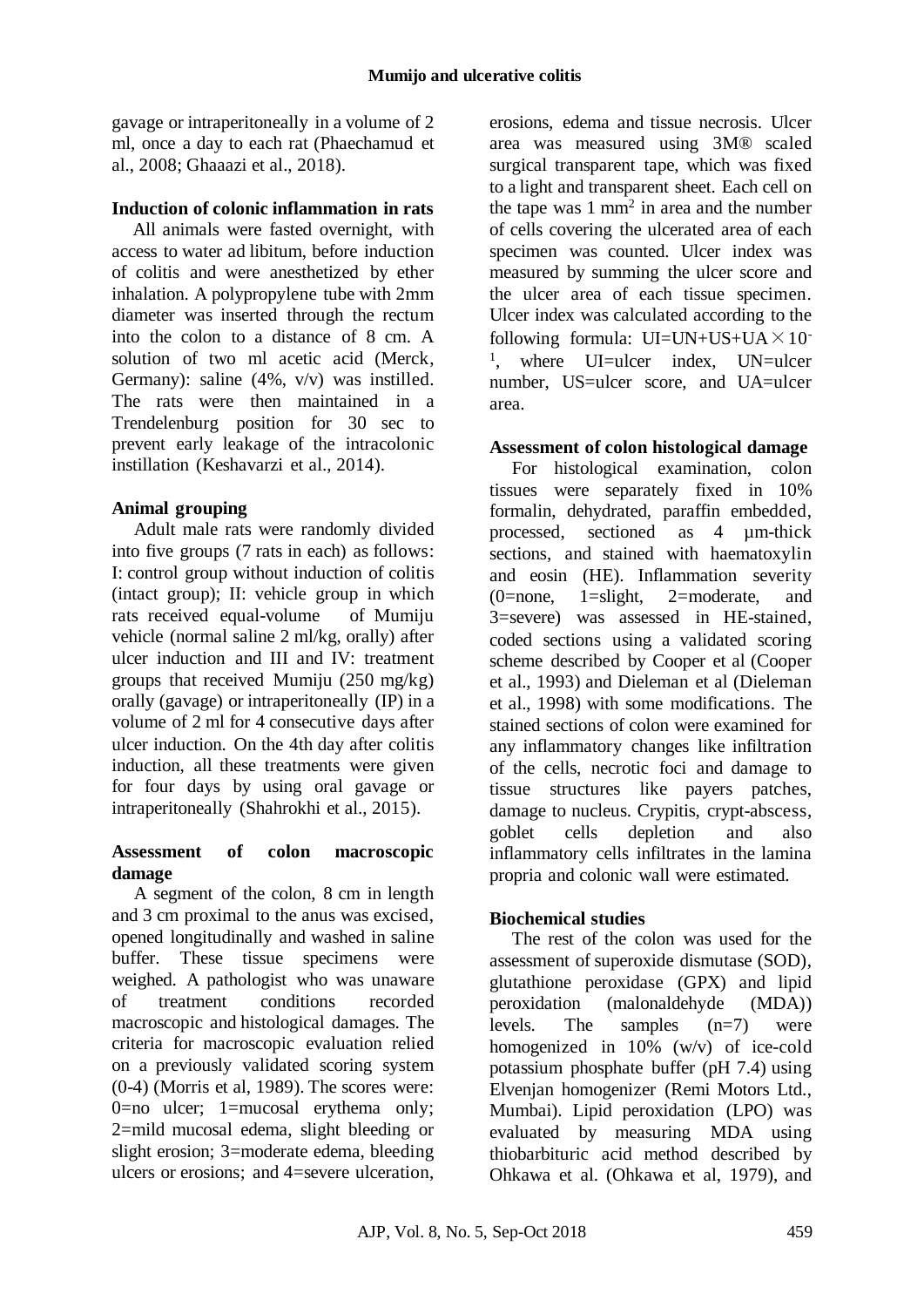gavage or intraperitoneally in a volume of 2 ml, once a day to each rat (Phaechamud et al., 2008; Ghaaazi et al., 2018).

### Induction of colonic inflammation in rats

All animals were fasted overnight, with access to water ad libitum, before induction of colitis and were anesthetized by ether inhalation. A polypropylene tube with 2mm diameter was inserted through the rectum into the colon to a distance of 8 cm. A solution of two ml acetic acid (Merck, Germany): saline (4%, v/v) was instilled. The rats were then maintained in a Trendelenburg position for 30 sec to prevent early leakage of the intracolonic instillation (Keshavarzi et al., 2014).

### Animal grouping

Adult male rats were randomly divided into five groups (7 rats in each) as follows: I: control group without induction of colitis (intact group); II: vehicle group in which rats received equal-volume of Mumiju vehicle (normal saline 2 ml/kg, orally) after ulcer induction and III and IV: treatment groups that received Mumiju (250 mg/kg) orally (gavage) or intraperitoneally (IP) in a volume of 2 ml for 4 consecutive days after ulcer induction. On the 4th day after colitis induction, all these treatments were given for four days by using oral gavage or intraperitoneally (Shahrokhi et al., 2015).

### Assessment of colon macroscopic damage

A segment of the colon, 8 cm in length and 3 cm proximal to the anus was excised, opened longitudinally and washed in saline buffer. These tissue specimens were weighed. A pathologist who was unaware of treatment conditions recorded macroscopic and histological damages. The criteria for macroscopic evaluation relied on a previously validated scoring system (0-4) (Morris et al, 1989). The scores were: 0=no ulcer; 1=mucosal erythema only; 2=mild mucosal edema, slight bleeding or slight erosion; 3=moderate edema, bleeding ulcers or erosions; and 4=severe ulceration, erosions, edema and tissue necrosis. Ulcer area was measured using 3M® scaled surgical transparent tape, which was fixed to a light and transparent sheet. Each cell on the tape was 1 $mm^2$ in area and the number of cells covering the ulcerated area of each specimen was counted. Ulcer index was measured by summing the ulcer score and the ulcer area of each tissue specimen. Ulcer index was calculated according to the following formula: $UI=UN+US+UA\times10^{-1}$, where UI=ulcer index, UN=ulcer number, US=ulcer score, and UA=ulcer area.

### Assessment of colon histological damage

For histological examination, colon tissues were separately fixed in 10% formalin, dehydrated, paraffin embedded, processed, sectioned as 4 µm-thick sections, and stained with haematoxylin and eosin (HE). Inflammation severity (0=none, 1=slight, 2=moderate, and 3=severe) was assessed in HE-stained, coded sections using a validated scoring scheme described by Cooper et al (Cooper et al., 1993) and Dieleman et al (Dieleman et al., 1998) with some modifications. The stained sections of colon were examined for any inflammatory changes like infiltration of the cells, necrotic foci and damage to tissue structures like payers patches, damage to nucleus. Crypitis, crypt-abscess, goblet cells depletion and also inflammatory cells infiltrates in the lamina propria and colonic wall were estimated.

### Biochemical studies

The rest of the colon was used for the assessment of superoxide dismutase (SOD), glutathione peroxidase (GPX) and lipid peroxidation (malonaldehyde (MDA)) levels. The samples (n=7) were homogenized in 10% (w/v) of ice-cold potassium phosphate buffer (pH 7.4) using Elvenjan homogenizer (Remi Motors Ltd., Mumbai). Lipid peroxidation (LPO) was evaluated by measuring MDA using thiobarbituric acid method described by Ohkawa et al. (Ohkawa et al, 1979), and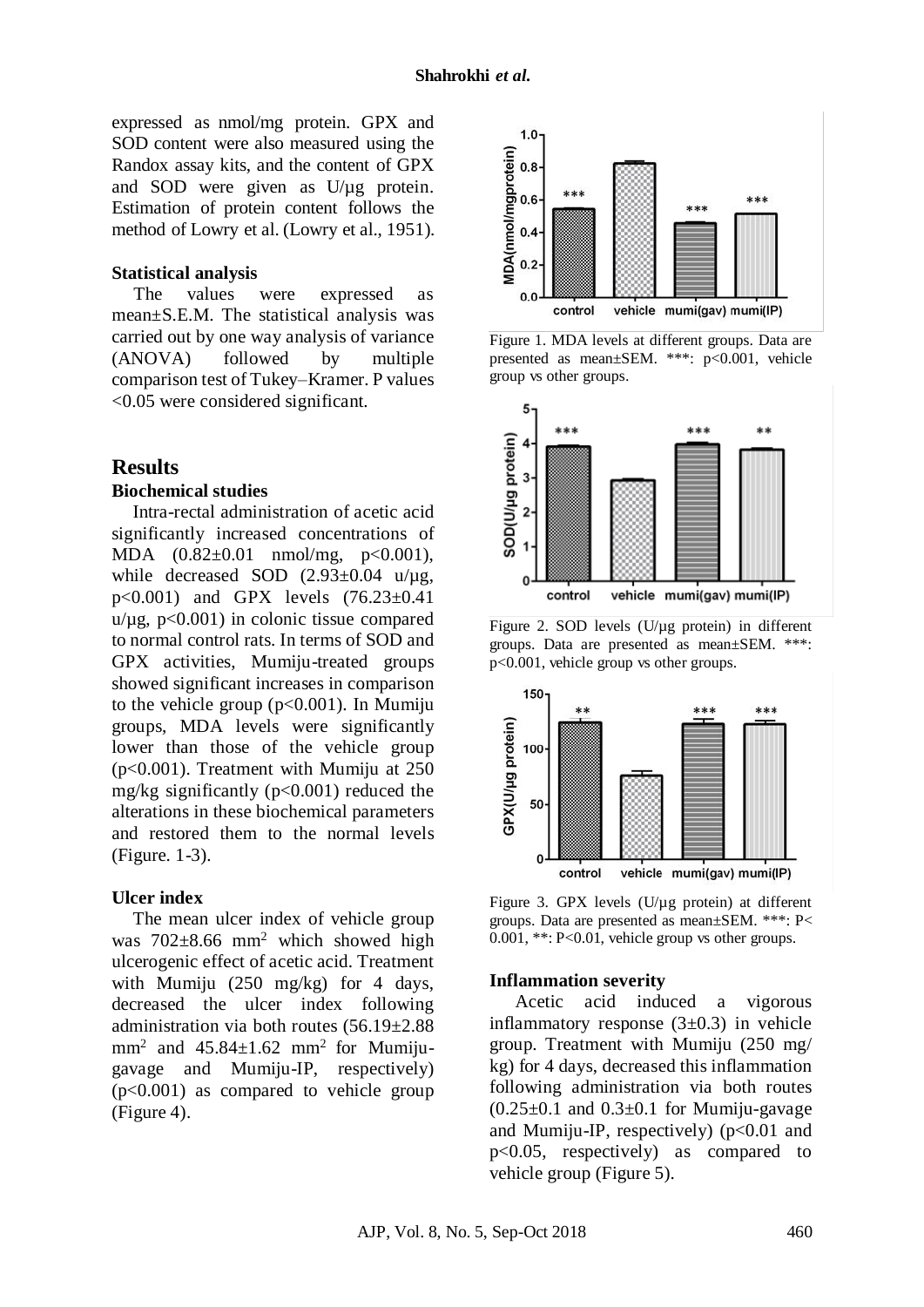expressed as nmol/mg protein. GPX and SOD content were also measured using the Randox assay kits, and the content of GPX and SOD were given as U/µg protein. Estimation of protein content follows the method of Lowry et al. (Lowry et al., 1951).

### Statistical analysis

The values were expressed as mean±S.E.M. The statistical analysis was carried out by one way analysis of variance (ANOVA) followed by multiple comparison test of Tukey–Kramer. P values <0.05 were considered significant.

## Results

### Biochemical studies

Intra-rectal administration of acetic acid significantly increased concentrations of MDA (0.82±0.01 nmol/mg, p<0.001), while decreased SOD (2.93±0.04 u/µg, p<0.001) and GPX levels (76.23±0.41 u/µg, p<0.001) in colonic tissue compared to normal control rats. In terms of SOD and GPX activities, Mumiju-treated groups showed significant increases in comparison to the vehicle group (p<0.001). In Mumiju groups, MDA levels were significantly lower than those of the vehicle group (p<0.001). Treatment with Mumiju at 250 mg/kg significantly (p<0.001) reduced the alterations in these biochemical parameters and restored them to the normal levels (Figure. 1-3).

### Ulcer index

The mean ulcer index of vehicle group was 702±8.66 mm$^2$ which showed high ulcerogenic effect of acetic acid. Treatment with Mumiju (250 mg/kg) for 4 days, decreased the ulcer index following administration via both routes (56.19±2.88 mm$^2$ and 45.84±1.62 mm$^2$ for Mumiju-gavage and Mumiju-IP, respectively) (p<0.001) as compared to vehicle group (Figure 4).

Figure 1. MDA levels at different groups. Data are presented as mean±SEM. ***: p<0.001, vehicle group vs other groups.

Figure 2. SOD levels (U/µg protein) in different groups. Data are presented as mean±SEM. ***: p<0.001, vehicle group vs other groups.

Figure 3. GPX levels (U/µg protein) at different groups. Data are presented as mean±SEM. ***: P< 0.001, **: P<0.01, vehicle group vs other groups.

### Inflammation severity

Acetic acid induced a vigorous inflammatory response (3±0.3) in vehicle group. Treatment with Mumiju (250 mg/ kg) for 4 days, decreased this inflammation following administration via both routes (0.25±0.1 and 0.3±0.1 for Mumiju-gavage and Mumiju-IP, respectively) (p<0.01 and p<0.05, respectively) as compared to vehicle group (Figure 5).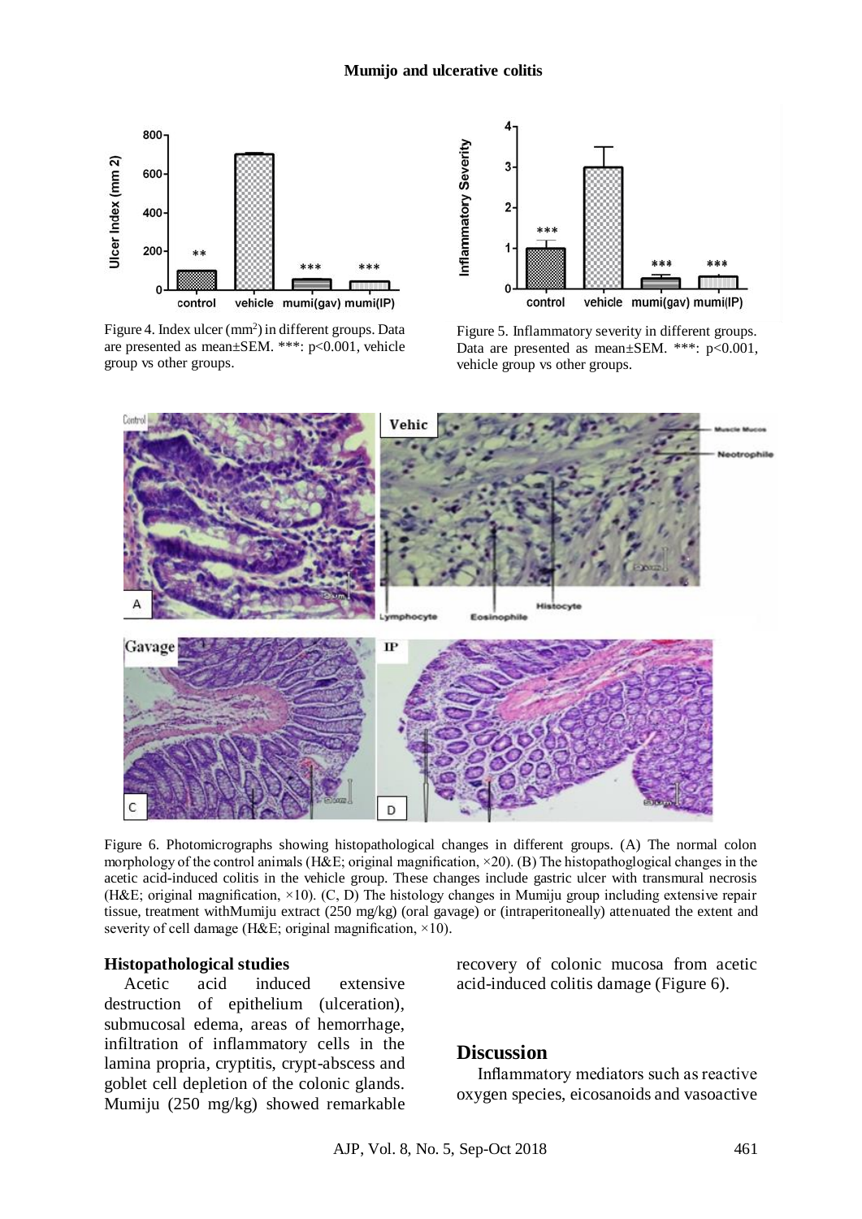Figure 4. Index ulcer ($mm^2$) in different groups. Data are presented as mean±SEM. ***: $p<0.001$, vehicle group vs other groups.

Figure 5. Inflammatory severity in different groups. Data are presented as mean±SEM. ***: $p<0.001$, vehicle group vs other groups.

Figure 6. Photomicrographs showing histopathological changes in different groups. (A) The normal colon morphology of the control animals (H&E; original magnification, ×20). (B) The histopathoglogical changes in the acetic acid-induced colitis in the vehicle group. These changes include gastric ulcer with transmural necrosis (H&E; original magnification, ×10). (C, D) The histology changes in Mumiju group including extensive repair tissue, treatment withMumiju extract (250 mg/kg) (oral gavage) or (intraperitoneally) attenuated the extent and severity of cell damage (H&E; original magnification, ×10).

### Histopathological studies

Acetic acid induced extensive destruction of epithelium (ulceration), submucosal edema, areas of hemorrhage, infiltration of inflammatory cells in the lamina propria, cryptitis, crypt-abscess and goblet cell depletion of the colonic glands. Mumiju (250 mg/kg) showed remarkable recovery of colonic mucosa from acetic acid-induced colitis damage (Figure 6).

## Discussion

Inflammatory mediators such as reactive oxygen species, eicosanoids and vasoactive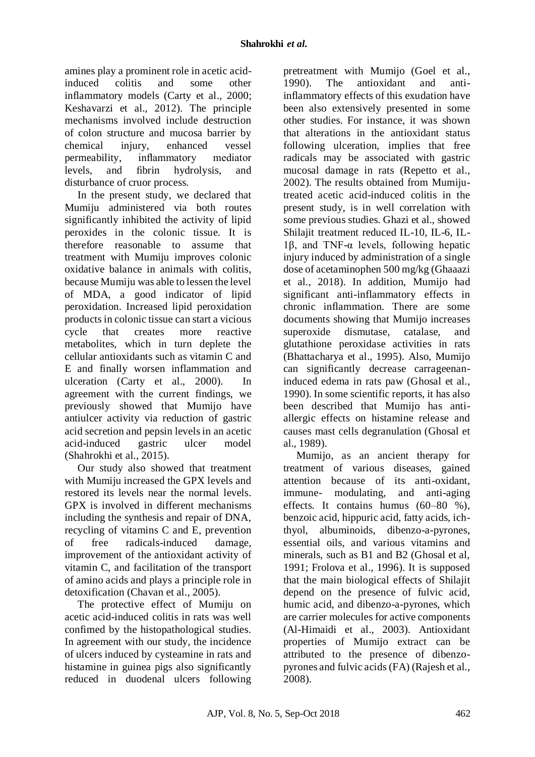amines play a prominent role in acetic acid-induced colitis and some other inflammatory models (Carty et al., 2000; Keshavarzi et al., 2012). The principle mechanisms involved include destruction of colon structure and mucosa barrier by chemical injury, enhanced vessel permeability, inflammatory mediator levels, and fibrin hydrolysis, and disturbance of cruor process.

In the present study, we declared that Mumiju administered via both routes significantly inhibited the activity of lipid peroxides in the colonic tissue. It is therefore reasonable to assume that treatment with Mumiju improves colonic oxidative balance in animals with colitis, because Mumiju was able to lessen the level of MDA, a good indicator of lipid peroxidation. Increased lipid peroxidation products in colonic tissue can start a vicious cycle that creates more reactive metabolites, which in turn deplete the cellular antioxidants such as vitamin C and E and finally worsen inflammation and ulceration (Carty et al., 2000). In agreement with the current findings, we previously showed that Mumijo have antiulcer activity via reduction of gastric acid secretion and pepsin levels in an acetic acid-induced gastric ulcer model (Shahrokhi et al., 2015).

Our study also showed that treatment with Mumiju increased the GPX levels and restored its levels near the normal levels. GPX is involved in different mechanisms including the synthesis and repair of DNA, recycling of vitamins C and E, prevention of free radicals-induced damage, improvement of the antioxidant activity of vitamin C, and facilitation of the transport of amino acids and plays a principle role in detoxification (Chavan et al., 2005).

The protective effect of Mumiju on acetic acid-induced colitis in rats was well confimed by the histopathological studies. In agreement with our study, the incidence of ulcers induced by cysteamine in rats and histamine in guinea pigs also significantly reduced in duodenal ulcers following pretreatment with Mumijo (Goel et al., 1990). The antioxidant and anti-inflammatory effects of this exudation have been also extensively presented in some other studies. For instance, it was shown that alterations in the antioxidant status following ulceration, implies that free radicals may be associated with gastric mucosal damage in rats (Repetto et al., 2002). The results obtained from Mumiju-treated acetic acid-induced colitis in the present study, is in well correlation with some previous studies. Ghazi et al., showed Shilajit treatment reduced IL-10, IL-6, IL-1β, and TNF-α levels, following hepatic injury induced by administration of a single dose of acetaminophen 500 mg/kg (Ghaaazi et al., 2018). In addition, Mumijo had significant anti-inflammatory effects in chronic inflammation. There are some documents showing that Mumijo increases superoxide dismutase, catalase, and glutathione peroxidase activities in rats (Bhattacharya et al., 1995). Also, Mumijo can significantly decrease carrageenan-induced edema in rats paw (Ghosal et al., 1990). In some scientific reports, it has also been described that Mumijo has anti-allergic effects on histamine release and causes mast cells degranulation (Ghosal et al., 1989).

Mumijo, as an ancient therapy for treatment of various diseases, gained attention because of its anti-oxidant, immune- modulating, and anti-aging effects. It contains humus (60–80 %), benzoic acid, hippuric acid, fatty acids, ich-thyol, albuminoids, dibenzo-a-pyrones, essential oils, and various vitamins and minerals, such as B1 and B2 (Ghosal et al, 1991; Frolova et al., 1996). It is supposed that the main biological effects of Shilajit depend on the presence of fulvic acid, humic acid, and dibenzo-a-pyrones, which are carrier molecules for active components (Al-Himaidi et al., 2003). Antioxidant properties of Mumijo extract can be attributed to the presence of dibenzo-pyrones and fulvic acids (FA) (Rajesh et al., 2008).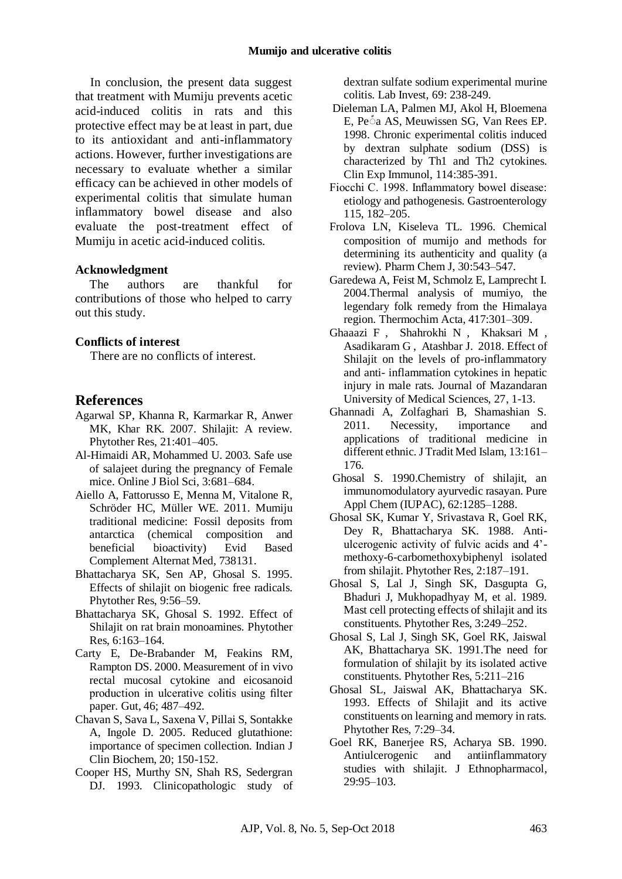In conclusion, the present data suggest that treatment with Mumiju prevents acetic acid-induced colitis in rats and this protective effect may be at least in part, due to its antioxidant and anti-inflammatory actions. However, further investigations are necessary to evaluate whether a similar efficacy can be achieved in other models of experimental colitis that simulate human inflammatory bowel disease and also evaluate the post-treatment effect of Mumiju in acetic acid-induced colitis.

### Acknowledgment

The authors are thankful for contributions of those who helped to carry out this study.

### Conflicts of interest

There are no conflicts of interest.

## References

Agarwal SP, Khanna R, Karmarkar R, Anwer MK, Khar RK. 2007. Shilajit: A review. Phytother Res, 21:401–405.

Al-Himaidi AR, Mohammed U. 2003. Safe use of salajeet during the pregnancy of Female mice. Online J Biol Sci, 3:681–684.

Aiello A, Fattorusso E, Menna M, Vitalone R, Schröder HC, Müller WE. 2011. Mumiju traditional medicine: Fossil deposits from antarctica (chemical composition and beneficial bioactivity) Evid Based Complement Alternat Med, 738131.

Bhattacharya SK, Sen AP, Ghosal S. 1995. Effects of shilajit on biogenic free radicals. Phytother Res, 9:56–59.

Bhattacharya SK, Ghosal S. 1992. Effect of Shilajit on rat brain monoamines. Phytother Res, 6:163–164.

Carty E, De-Brabander M, Feakins RM, Rampton DS. 2000. Measurement of in vivo rectal mucosal cytokine and eicosanoid production in ulcerative colitis using filter paper. Gut, 46; 487–492.

Chavan S, Sava L, Saxena V, Pillai S, Sontakke A, Ingole D. 2005. Reduced glutathione: importance of specimen collection. Indian J Clin Biochem, 20; 150-152.

Cooper HS, Murthy SN, Shah RS, Sedergran DJ. 1993. Clinicopathologic study of dextran sulfate sodium experimental murine colitis. Lab Invest, 69: 238-249.

Dieleman LA, Palmen MJ, Akol H, Bloemena E, Peña AS, Meuwissen SG, Van Rees EP. 1998. Chronic experimental colitis induced by dextran sulphate sodium (DSS) is characterized by Th1 and Th2 cytokines. Clin Exp Immunol, 114:385-391.

Fiocchi C. 1998. Inflammatory bowel disease: etiology and pathogenesis. Gastroenterology 115, 182–205.

Frolova LN, Kiseleva TL. 1996. Chemical composition of mumijo and methods for determining its authenticity and quality (a review). Pharm Chem J, 30:543–547.

Garedewa A, Feist M, Schmolz E, Lamprecht I. 2004.Thermal analysis of mumiyo, the legendary folk remedy from the Himalaya region. Thermochim Acta, 417:301–309.

Ghaazi F , Shahrokhi N , Khaksari M , Asadikaram G , Atashbar J. 2018. Effect of Shilajit on the levels of pro-inflammatory and anti- inflammation cytokines in hepatic injury in male rats. Journal of Mazandaran University of Medical Sciences, 27, 1-13.

Ghannadi A, Zolfaghari B, Shamashian S. 2011. Necessity, importance and applications of traditional medicine in different ethnic. J Tradit Med Islam, 13:161–176.

Ghosal S. 1990.Chemistry of shilajit, an immunomodulatory ayurvedic rasayan. Pure Appl Chem (IUPAC), 62:1285–1288.

Ghosal SK, Kumar Y, Srivastava R, Goel RK, Dey R, Bhattacharya SK. 1988. Anti-ulcerogenic activity of fulvic acids and 4'-methoxy-6-carbomethoxybiphenyl isolated from shilajit. Phytother Res, 2:187–191.

Ghosal S, Lal J, Singh SK, Dasgupta G, Bhaduri J, Mukhopadhyay M, et al. 1989. Mast cell protecting effects of shilajit and its constituents. Phytother Res, 3:249–252.

Ghosal S, Lal J, Singh SK, Goel RK, Jaiswal AK, Bhattacharya SK. 1991.The need for formulation of shilajit by its isolated active constituents. Phytother Res, 5:211–216

Ghosal SL, Jaiswal AK, Bhattacharya SK. 1993. Effects of Shilajit and its active constituents on learning and memory in rats. Phytother Res, 7:29–34.

Goel RK, Banerjee RS, Acharya SB. 1990. Antiulcerogenic and antiinflammatory studies with shilajit. J Ethnopharmacol, 29:95–103.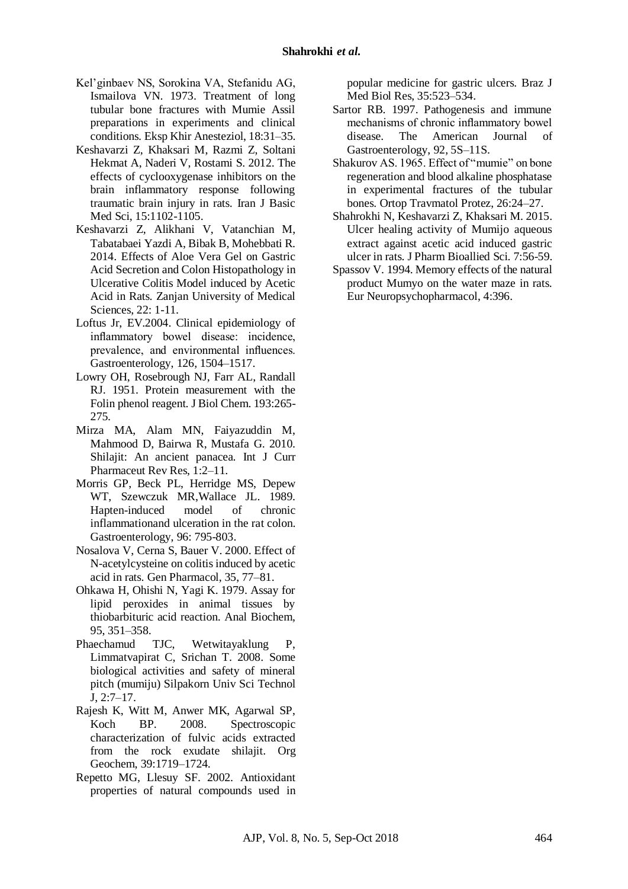Kel'ginbaev NS, Sorokina VA, Stefanidu AG, Ismailova VN. 1973. Treatment of long tubular bone fractures with Mumie Assil preparations in experiments and clinical conditions. Eksp Khir Anesteziol, 18:31–35.

Keshavarzi Z, Khaksari M, Razmi Z, Soltani Hekmat A, Naderi V, Rostami S. 2012. The effects of cyclooxygenase inhibitors on the brain inflammatory response following traumatic brain injury in rats. Iran J Basic Med Sci, 15:1102-1105.

Keshavarzi Z, Alikhani V, Vatanchian M, Tabatabaei Yazdi A, Bibak B, Mohebbati R. 2014. Effects of Aloe Vera Gel on Gastric Acid Secretion and Colon Histopathology in Ulcerative Colitis Model induced by Acetic Acid in Rats. Zanjan University of Medical Sciences, 22: 1-11.

Loftus Jr, EV.2004. Clinical epidemiology of inflammatory bowel disease: incidence, prevalence, and environmental influences. Gastroenterology, 126, 1504–1517.

Lowry OH, Rosebrough NJ, Farr AL, Randall RJ. 1951. Protein measurement with the Folin phenol reagent. J Biol Chem. 193:265-275.

Mirza MA, Alam MN, Faiyazuddin M, Mahmood D, Bairwa R, Mustafa G. 2010. Shilajit: An ancient panacea. Int J Curr Pharmaceut Rev Res, 1:2–11.

Morris GP, Beck PL, Herridge MS, Depew WT, Szewczuk MR,Wallace JL. 1989. Hapten-induced model of chronic inflammationand ulceration in the rat colon. Gastroenterology, 96: 795-803.

Nosalova V, Cerna S, Bauer V. 2000. Effect of N-acetylcysteine on colitis induced by acetic acid in rats. Gen Pharmacol, 35, 77–81.

Ohkawa H, Ohishi N, Yagi K. 1979. Assay for lipid peroxides in animal tissues by thiobarbituric acid reaction. Anal Biochem, 95, 351–358.

Phaechamud TJC, Wetwitayaklung P, Limmatvapirat C, Srichan T. 2008. Some biological activities and safety of mineral pitch (mumiju) Silpakorn Univ Sci Technol J, 2:7–17.

Rajesh K, Witt M, Anwer MK, Agarwal SP, Koch BP. 2008. Spectroscopic characterization of fulvic acids extracted from the rock exudate shilajit. Org Geochem, 39:1719–1724.

Repetto MG, Llesuy SF. 2002. Antioxidant properties of natural compounds used in popular medicine for gastric ulcers. Braz J Med Biol Res, 35:523–534.

Sartor RB. 1997. Pathogenesis and immune mechanisms of chronic inflammatory bowel disease. The American Journal of Gastroenterology, 92, 5S–11S.

Shakurov AS. 1965. Effect of "mumie" on bone regeneration and blood alkaline phosphatase in experimental fractures of the tubular bones. Ortop Travmatol Protez, 26:24–27.

Shahrokhi N, Keshavarzi Z, Khaksari M. 2015. Ulcer healing activity of Mumijo aqueous extract against acetic acid induced gastric ulcer in rats. J Pharm Bioallied Sci. 7:56-59.

Spassov V. 1994. Memory effects of the natural product Mumyo on the water maze in rats. Eur Neuropsychopharmacol, 4:396.